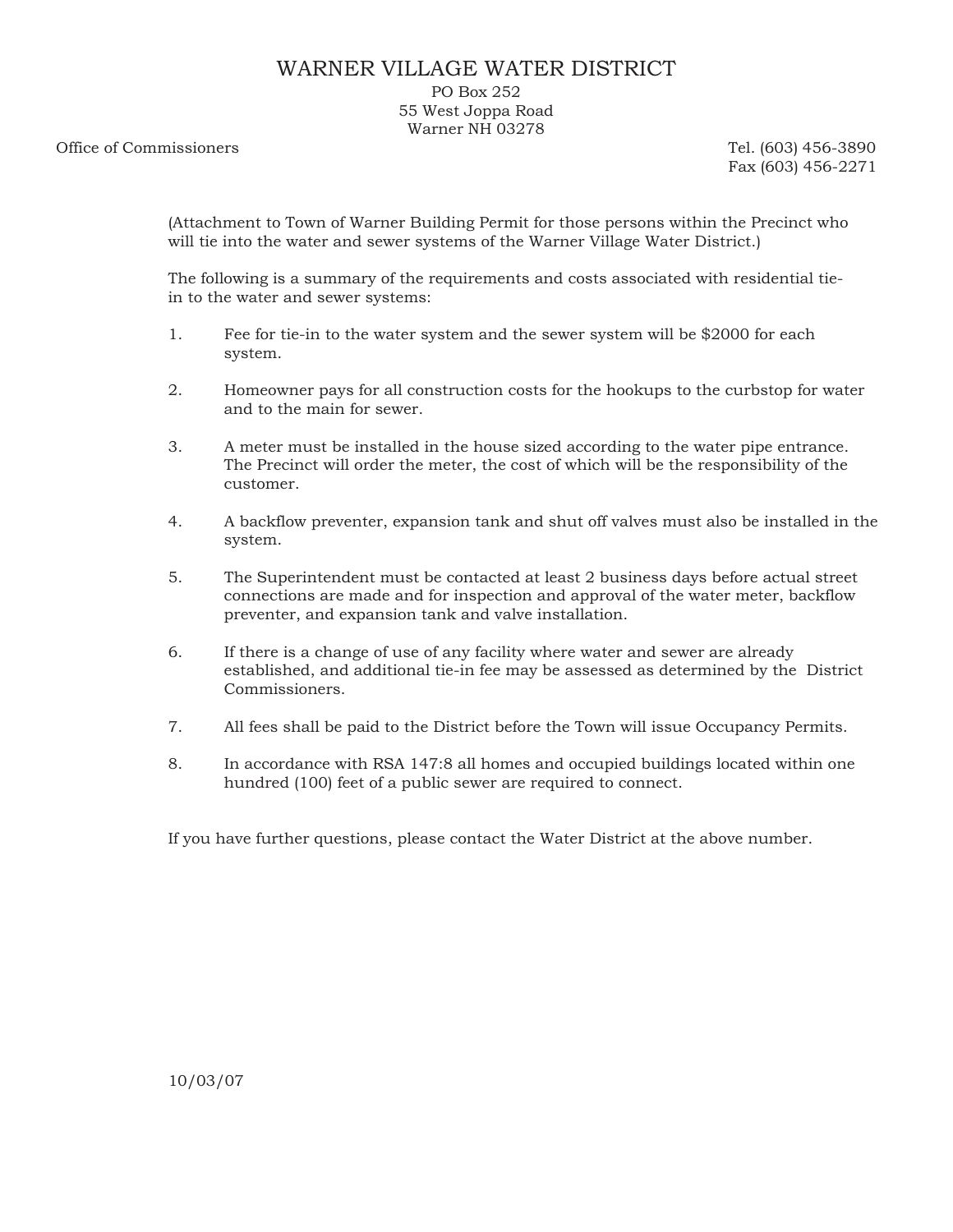# WARNER VILLAGE WATER DISTRICT

PO Box 252
55 West Joppa Road
Warner NH 03278

Office of Commissioners

Tel. (603) 456-3890
Fax (603) 456-2271

(Attachment to Town of Warner Building Permit for those persons within the Precinct who will tie into the water and sewer systems of the Warner Village Water District.)

The following is a summary of the requirements and costs associated with residential tie-in to the water and sewer systems:

1. Fee for tie-in to the water system and the sewer system will be $2000 for each system.

2. Homeowner pays for all construction costs for the hookups to the curbstop for water and to the main for sewer.

3. A meter must be installed in the house sized according to the water pipe entrance. The Precinct will order the meter, the cost of which will be the responsibility of the customer.

4. A backflow preventer, expansion tank and shut off valves must also be installed in the system.

5. The Superintendent must be contacted at least 2 business days before actual street connections are made and for inspection and approval of the water meter, backflow preventer, and expansion tank and valve installation.

6. If there is a change of use of any facility where water and sewer are already established, and additional tie-in fee may be assessed as determined by the District Commissioners.

7. All fees shall be paid to the District before the Town will issue Occupancy Permits.

8. In accordance with RSA 147:8 all homes and occupied buildings located within one hundred (100) feet of a public sewer are required to connect.

If you have further questions, please contact the Water District at the above number.

10/03/07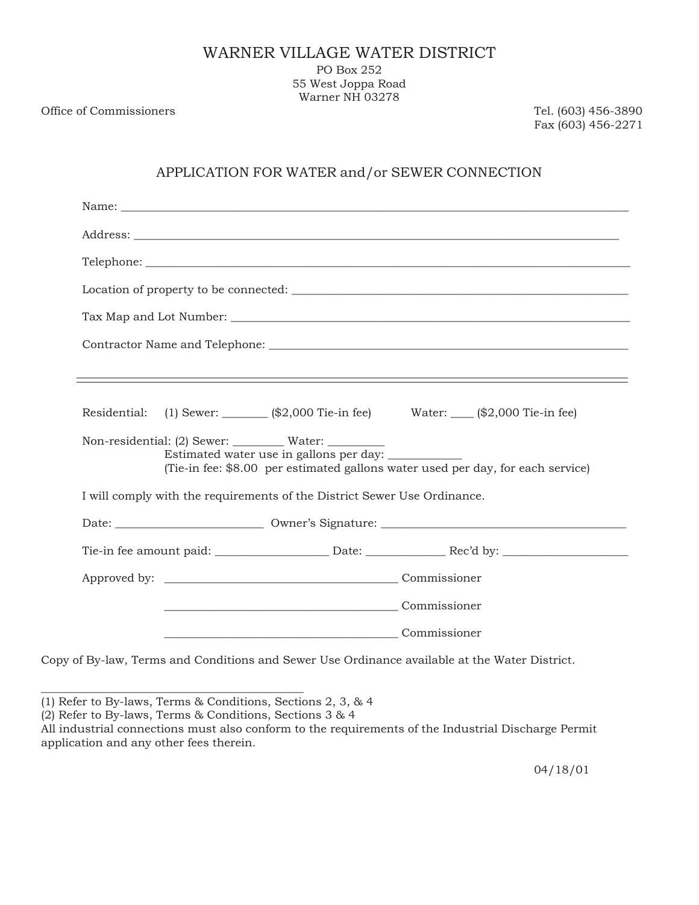# WARNER VILLAGE WATER DISTRICT

PO Box 252
55 West Joppa Road
Warner NH 03278

Office of Commissioners

Tel. (603) 456-3890
Fax (603) 456-2271

## APPLICATION FOR WATER and/or SEWER CONNECTION

Name: ______________________________________________________________________________

Address: ____________________________________________________________________________

Telephone: __________________________________________________________________________

Location of property to be connected: ___________________________________________________

Tax Map and Lot Number: _____________________________________________________________

Contractor Name and Telephone: _______________________________________________________

---

Residential: (1) Sewer: _______ ($2,000 Tie-in fee) Water: ____ ($2,000 Tie-in fee)

Non-residential: (2) Sewer: ________ Water: _________
Estimated water use in gallons per day: ____________
(Tie-in fee: $8.00 per estimated gallons water used per day, for each service)

I will comply with the requirements of the District Sewer Use Ordinance.

Date: ________________________ Owner's Signature: ________________________________________

Tie-in fee amount paid: ___________________ Date: _____________ Rec'd by: ____________________

Approved by: ______________________________________ Commissioner

______________________________________ Commissioner

______________________________________ Commissioner

Copy of By-law, Terms and Conditions and Sewer Use Ordinance available at the Water District.

(1) Refer to By-laws, Terms & Conditions, Sections 2, 3, & 4
(2) Refer to By-laws, Terms & Conditions, Sections 3 & 4
All industrial connections must also conform to the requirements of the Industrial Discharge Permit application and any other fees therein.

04/18/01